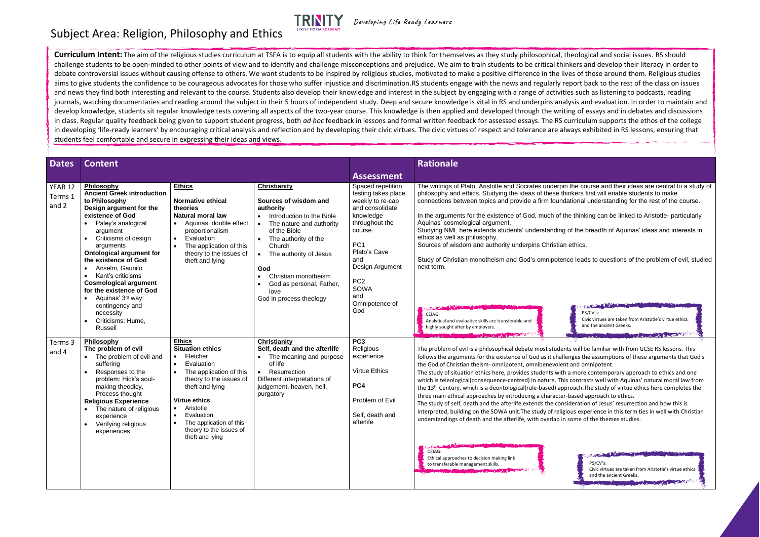# Subject Area: Religion, Philosophy and Ethics

TRINITY SIXTH FORM ACADEMY — *Developing Life Ready Learners*

**Curriculum Intent:** The aim of the religious studies curriculum at TSFA is to equip all students with the ability to think for themselves as they study philosophical, theological and social issues. RS should challenge students to be open-minded to other points of view and to identify and challenge misconceptions and prejudice. We aim to train students to be critical thinkers and develop their literacy in order to debate controversial issues without causing offense to others. We want students to be inspired by religious studies, motivated to make a positive difference in the lives of those around them. Religious studies aims to give students the confidence to be courageous advocates for those who suffer injustice and discrimination.RS students engage with the news and regularly report back to the rest of the class on issues and news they find both interesting and relevant to the course. Students also develop their knowledge and interest in the subject by engaging with a range of activities such as listening to podcasts, reading journals, watching documentaries and reading around the subject in their 5 hours of independent study. Deep and secure knowledge is vital in RS and underpins analysis and evaluation. In order to maintain and develop knowledge, students sit regular knowledge tests covering all aspects of the two-year course. This knowledge is then applied and developed through the writing of essays and in debates and discussions in class. Regular quality feedback being given to support student progress, both *ad hoc* feedback in lessons and formal written feedback for assessed essays. The RS curriculum supports the ethos of the college in developing 'life-ready learners' by encouraging critical analysis and reflection and by developing their civic virtues. The civic virtues of respect and tolerance are always exhibited in RS lessons, ensuring that students feel comfortable and secure in expressing their ideas and views.

| Dates | Content | | | Assessment | Rationale |
|---|---|---|---|---|---|
| YEAR 12 Terms 1 and 2 | **Philosophy**<br>**Ancient Greek introduction to Philosophy**<br>**Design argument for the existence of God**<br>• Paley's analogical argument<br>• Criticisms of design arguments<br>**Ontological argument for the existence of God**<br>• Anselm, Gaunilo<br>• Kant's criticisms<br>**Cosmological argument for the existence of God**<br>• Aquinas' 3rd way: contingency and necessity<br>• Criticisms: Hume, Russell | **Ethics**<br>**Normative ethical theories**<br>**Natural moral law**<br>• Aquinas, double effect, proportionalism<br>• Evaluation<br>• The application of this theory to the issues of theft and lying | **Christianity**<br>**Sources of wisdom and authority**<br>• Introduction to the Bible<br>• The nature and authority of the Bible<br>• The authority of the Church<br>• The authority of Jesus<br>**God**<br>• Christian monotheism<br>• God as personal, Father, love<br>God in process theology | Spaced repetition testing takes place weekly to re-cap and consolidate knowledge throughout the course.<br>PC1<br>Plato's Cave and Design Argument<br>PC2<br>SOWA and Omnipotence of God | The writings of Plato, Aristotle and Socrates underpin the course and their ideas are central to a study of philosophy and ethics. Studying the ideas of these thinkers first will enable students to make connections between topics and provide a firm foundational understanding for the rest of the course.<br>In the arguments for the existence of God, much of the thinking can be linked to Aristotle- particularly Aquinas' cosmological argument.<br>Studying NML here extends students' understanding of the breadth of Aquinas' ideas and interests in ethics as well as philosophy.<br>Sources of wisdom and authority underpins Christian ethics.<br>Study of Christian monotheism and God's omnipotence leads to questions of the problem of evil, studied next term.<br>CEIAG: Analytical and evaluative skills are transferable and highly sought after by employers.<br>PS/CV's: Civic virtues are taken from Aristotle's virtue ethics and the ancient Greeks. |
| Terms 3 and 4 | **Philosophy**<br>**The problem of evil**<br>• The problem of evil and suffering<br>• Responses to the problem: Hick's soul-making theodicy, Process thought<br>**Religious Experience**<br>• The nature of religious experience<br>• Verifying religious experiences | **Ethics**<br>**Situation ethics**<br>• Fletcher<br>• Evaluation<br>• The application of this theory to the issues of theft and lying<br>**Virtue ethics**<br>• Aristotle<br>• Evaluation<br>• The application of this theory to the issues of theft and lying | **Christianity**<br>**Self, death and the afterlife**<br>• The meaning and purpose of life<br>• Resurrection<br>Different interpretations of judgement, heaven, hell, purgatory | **PC3**<br>Religious experience<br>Virtue Ethics<br>**PC4**<br>Problem of Evil<br>Self, death and afterlife | The problem of evil is a philosophical debate most students will be familiar with from GCSE RS lessons. This follows the arguments for the existence of God as it challenges the assumptions of these arguments that God s the God of Christian theism- omnipotent, omnibenevolent and omnipotent.<br>The study of situation ethics here, provides students with a more contemporary approach to ethics and one which is teleological(consequence-centred) in nature. This contrasts well with Aquinas' natural moral law from the 13th Century, which is a deontological(rule-based) approach.The study of virtue ethics here completes the three main ethical approaches by introducing a character-based approach to ethics.<br>The study of self, death and the afterlife extends the consideration of Jesus' resurrection and how this is interpreted, building on the SOWA unit.The study of religious experience in this term ties in well with Christian understandings of death and the afterlife, with overlap in some of the themes studies.<br>CEIAG: Ethical approaches to decision making link to transferable management skills.<br>PS/CV's: Civic virtues are taken from Aristotle's virtue ethics and the ancient Greeks. |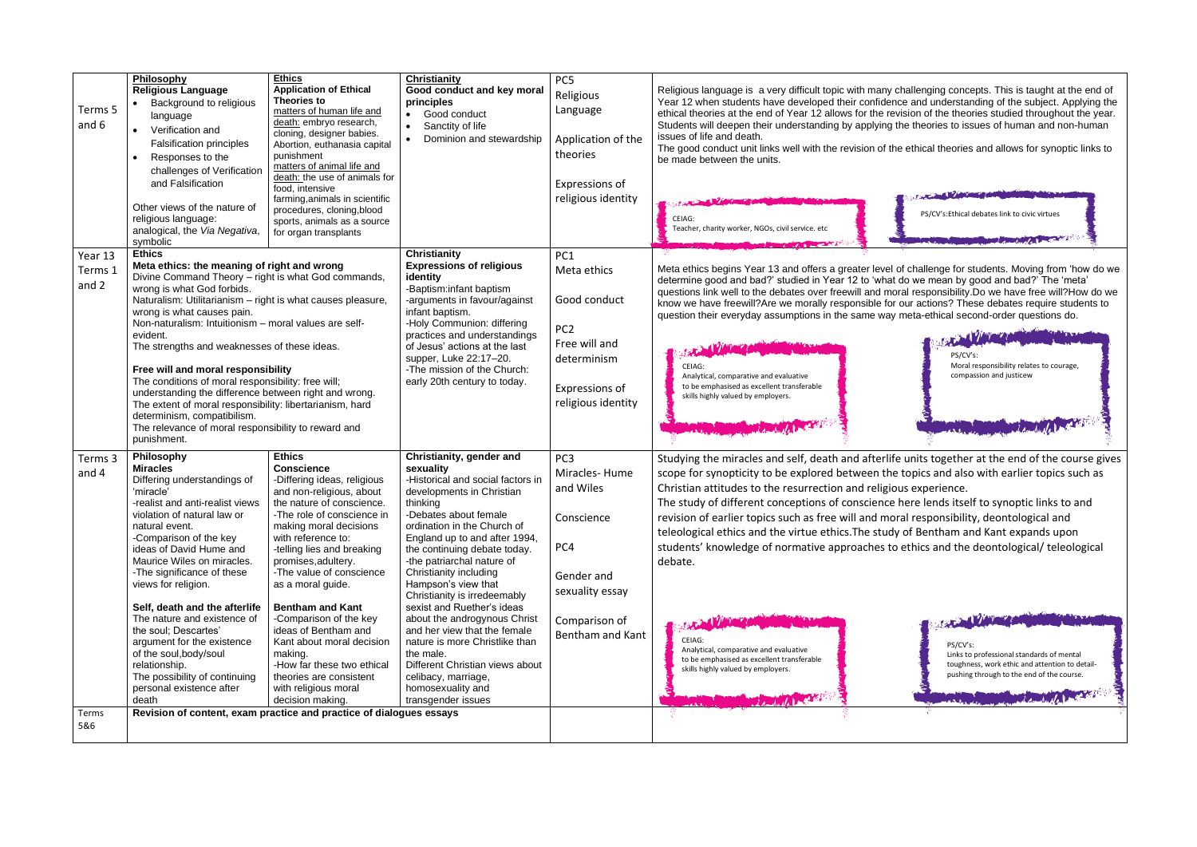| | | | | | |
|---|---|---|---|---|---|
| Terms 5 and 6 | **Philosophy**<br>**Religious Language**<br>• Background to religious language<br>• Verification and Falsification principles<br>• Responses to the challenges of Verification and Falsification<br><br>Other views of the nature of religious language: analogical, the *Via Negativa*, symbolic | **Ethics**<br>**Application of Ethical Theories to**<br>matters of human life and death: embryo research, cloning, designer babies. Abortion, euthanasia capital punishment<br>matters of animal life and death: the use of animals for food, intensive farming,animals in scientific procedures, cloning,blood sports, animals as a source for organ transplants | **Christianity**<br>**Good conduct and key moral principles**<br>• Good conduct<br>• Sanctity of life<br>• Dominion and stewardship | PC5<br>Religious Language<br><br>Application of the theories<br><br>Expressions of religious identity | Religious language is a very difficult topic with many challenging concepts. This is taught at the end of Year 12 when students have developed their confidence and understanding of the subject. Applying the ethical theories at the end of Year 12 allows for the revision of the theories studied throughout the year. Students will deepen their understanding by applying the theories to issues of human and non-human issues of life and death.<br>The good conduct unit links well with the revision of the ethical theories and allows for synoptic links to be made between the units.<br><br>CEIAG:<br>Teacher, charity worker, NGOs, civil service. etc<br><br>PS/CV's:Ethical debates link to civic virtues |
| Year 13 Terms 1 and 2 | **Ethics**<br>**Meta ethics: the meaning of right and wrong**<br>Divine Command Theory – right is what God commands, wrong is what God forbids.<br>Naturalism: Utilitarianism – right is what causes pleasure, wrong is what causes pain.<br>Non-naturalism: Intuitionism – moral values are self-evident.<br>The strengths and weaknesses of these ideas.<br><br>**Free will and moral responsibility**<br>The conditions of moral responsibility: free will; understanding the difference between right and wrong.<br>The extent of moral responsibility: libertarianism, hard determinism, compatibilism.<br>The relevance of moral responsibility to reward and punishment. | | **Christianity**<br>**Expressions of religious identity**<br>-Baptism:infant baptism<br>-arguments in favour/against infant baptism.<br>-Holy Communion: differing practices and understandings of Jesus' actions at the last supper, Luke 22:17–20.<br>-The mission of the Church: early 20th century to today. | PC1<br>Meta ethics<br><br>Good conduct<br><br>PC2<br>Free will and determinism<br><br>Expressions of religious identity | Meta ethics begins Year 13 and offers a greater level of challenge for students. Moving from 'how do we determine good and bad?' studied in Year 12 to 'what do we mean by good and bad?' The 'meta' questions link well to the debates over freewill and moral responsibility.Do we have free will?How do we know we have freewill?Are we morally responsible for our actions? These debates require students to question their everyday assumptions in the same way meta-ethical second-order questions do.<br><br>CEIAG:<br>Analytical, comparative and evaluative to be emphasised as excellent transferable skills highly valued by employers.<br><br>PS/CV's:<br>Moral responsibility relates to courage, compassion and justicew |
| Terms 3 and 4 | **Philosophy**<br>**Miracles**<br>Differing understandings of 'miracle'<br>-realist and anti-realist views violation of natural law or natural event.<br>-Comparison of the key ideas of David Hume and Maurice Wiles on miracles.<br>-The significance of these views for religion.<br><br>**Self, death and the afterlife**<br>The nature and existence of the soul; Descartes' argument for the existence of the soul,body/soul relationship.<br>The possibility of continuing personal existence after death | **Ethics**<br>**Conscience**<br>-Differing ideas, religious and non-religious, about the nature of conscience.<br>-The role of conscience in making moral decisions with reference to:<br>-telling lies and breaking promises,adultery.<br>-The value of conscience as a moral guide.<br><br>**Bentham and Kant**<br>-Comparison of the key ideas of Bentham and Kant about moral decision making.<br>-How far these two ethical theories are consistent with religious moral decision making. | **Christianity, gender and sexuality**<br>-Historical and social factors in developments in Christian thinking<br>-Debates about female ordination in the Church of England up to and after 1994, the continuing debate today.<br>-the patriarchal nature of Christianity including Hampson's view that Christianity is irredeemably sexist and Ruether's ideas about the androgynous Christ and her view that the female nature is more Christlike than the male.<br>Different Christian views about celibacy, marriage, homosexuality and transgender issues | PC3<br>Miracles- Hume and Wiles<br><br>Conscience<br><br>PC4<br><br>Gender and sexuality essay<br><br>Comparison of Bentham and Kant | Studying the miracles and self, death and afterlife units together at the end of the course gives scope for synopticity to be explored between the topics and also with earlier topics such as Christian attitudes to the resurrection and religious experience.<br>The study of different conceptions of conscience here lends itself to synoptic links to and revision of earlier topics such as free will and moral responsibility, deontological and teleological ethics and the virtue ethics.The study of Bentham and Kant expands upon students' knowledge of normative approaches to ethics and the deontological/ teleological debate.<br><br>CEIAG:<br>Analytical, comparative and evaluative to be emphasised as excellent transferable skills highly valued by employers.<br><br>PS/CV's:<br>Links to professional standards of mental toughness, work ethic and attention to detail-pushing through to the end of the course. |
| Terms 5&6 | **Revision of content, exam practice and practice of dialogues essays** | | | | |